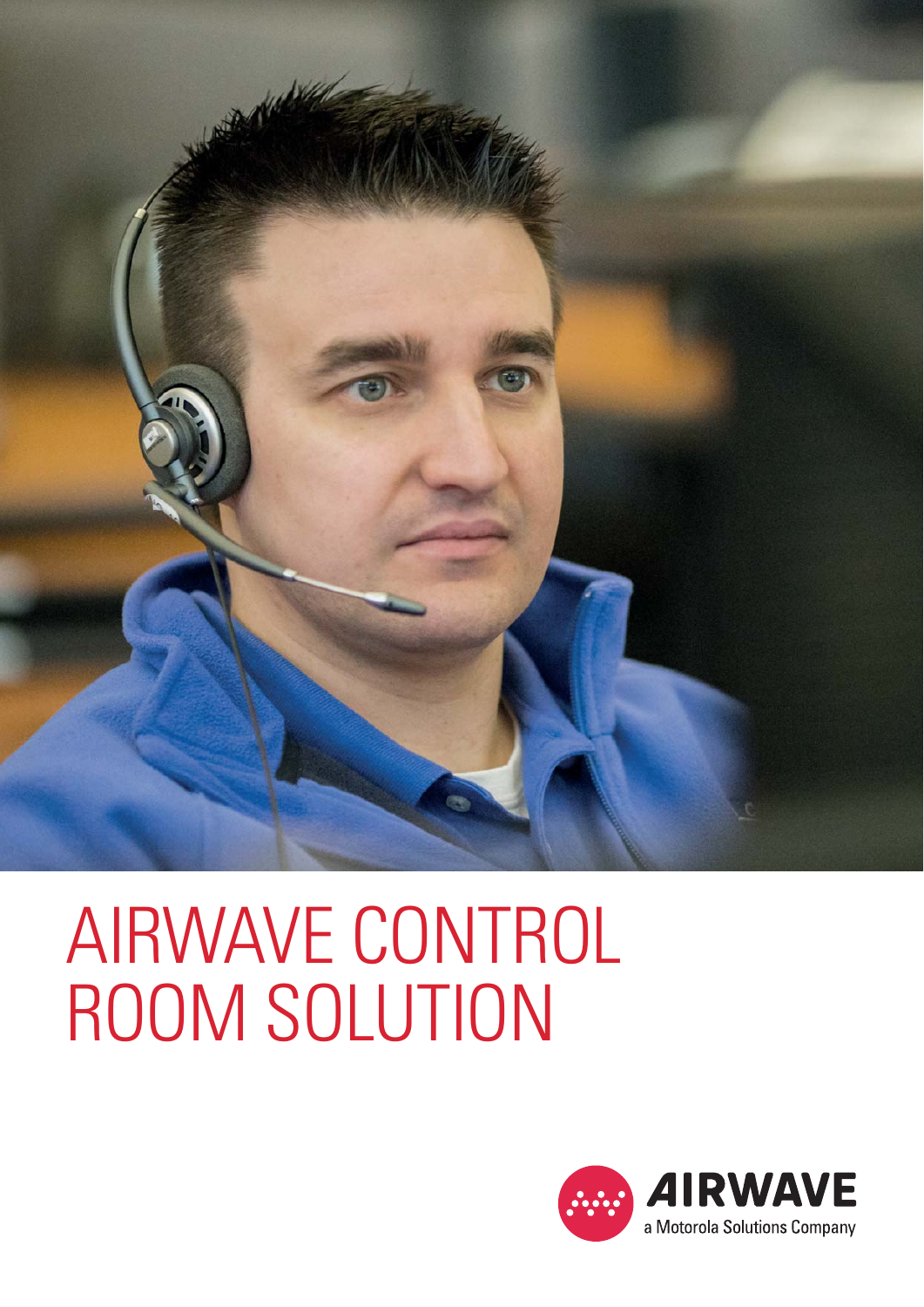# AIRWAVE CONTROL ROOM SOLUTION

AIRWAVE
a Motorola Solutions Company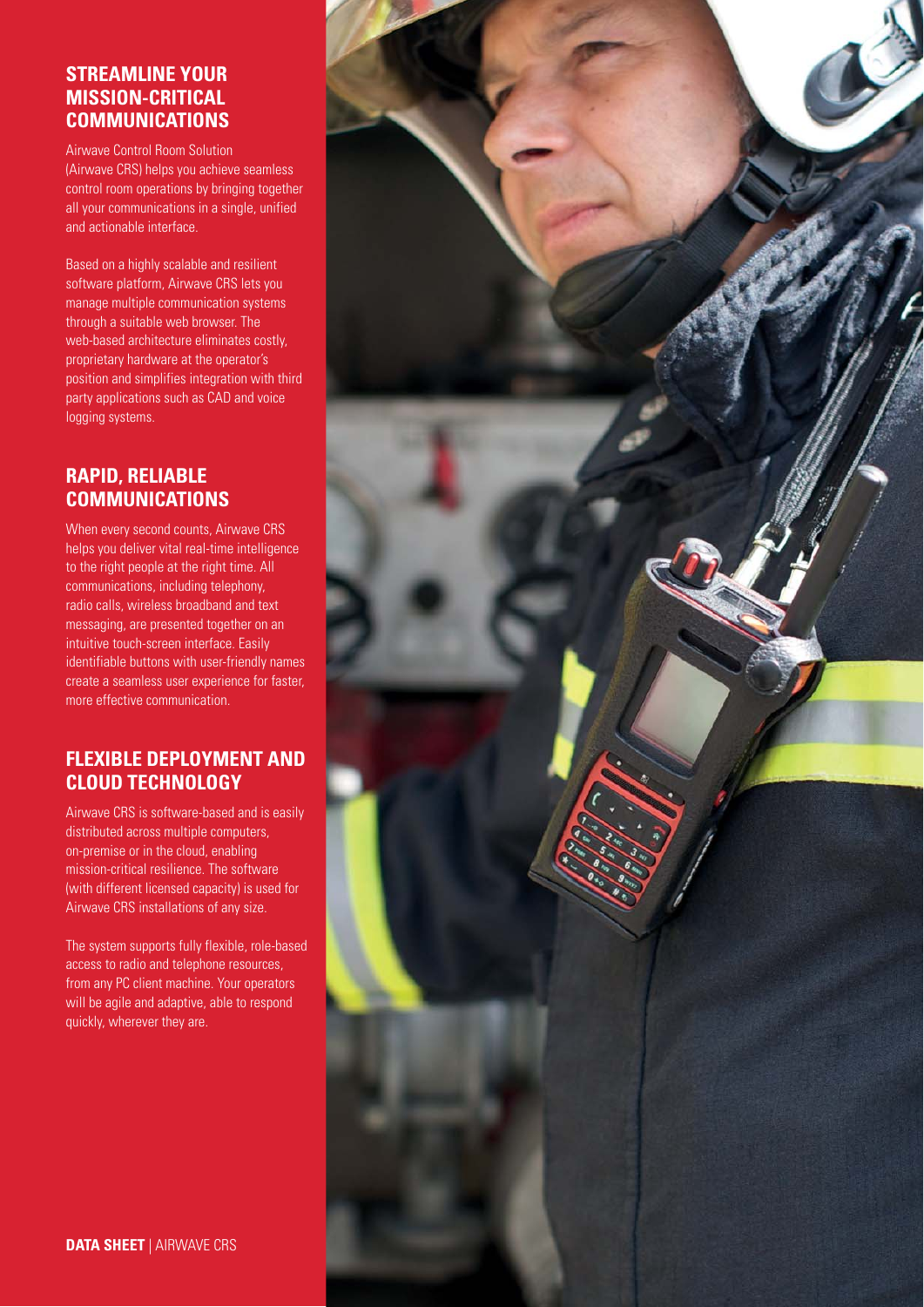## STREAMLINE YOUR MISSION-CRITICAL COMMUNICATIONS

Airwave Control Room Solution (Airwave CRS) helps you achieve seamless control room operations by bringing together all your communications in a single, unified and actionable interface.

Based on a highly scalable and resilient software platform, Airwave CRS lets you manage multiple communication systems through a suitable web browser. The web-based architecture eliminates costly, proprietary hardware at the operator's position and simplifies integration with third party applications such as CAD and voice logging systems.

## RAPID, RELIABLE COMMUNICATIONS

When every second counts, Airwave CRS helps you deliver vital real-time intelligence to the right people at the right time. All communications, including telephony, radio calls, wireless broadband and text messaging, are presented together on an intuitive touch-screen interface. Easily identifiable buttons with user-friendly names create a seamless user experience for faster, more effective communication.

## FLEXIBLE DEPLOYMENT AND CLOUD TECHNOLOGY

Airwave CRS is software-based and is easily distributed across multiple computers, on-premise or in the cloud, enabling mission-critical resilience. The software (with different licensed capacity) is used for Airwave CRS installations of any size.

The system supports fully flexible, role-based access to radio and telephone resources, from any PC client machine. Your operators will be agile and adaptive, able to respond quickly, wherever they are.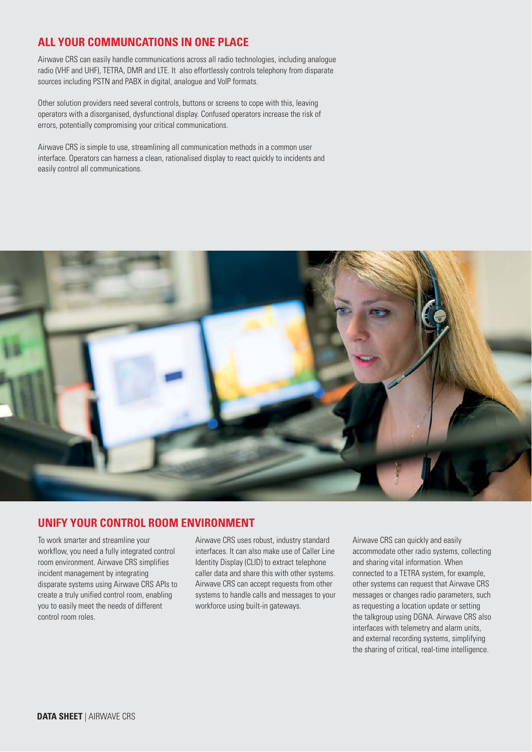## ALL YOUR COMMUNCATIONS IN ONE PLACE

Airwave CRS can easily handle communications across all radio technologies, including analogue radio (VHF and UHF), TETRA, DMR and LTE. It also effortlessly controls telephony from disparate sources including PSTN and PABX in digital, analogue and VoIP formats.

Other solution providers need several controls, buttons or screens to cope with this, leaving operators with a disorganised, dysfunctional display. Confused operators increase the risk of errors, potentially compromising your critical communications.

Airwave CRS is simple to use, streamlining all communication methods in a common user interface. Operators can harness a clean, rationalised display to react quickly to incidents and easily control all communications.

## UNIFY YOUR CONTROL ROOM ENVIRONMENT

To work smarter and streamline your workflow, you need a fully integrated control room environment. Airwave CRS simplifies incident management by integrating disparate systems using Airwave CRS APIs to create a truly unified control room, enabling you to easily meet the needs of different control room roles.

Airwave CRS uses robust, industry standard interfaces. It can also make use of Caller Line Identity Display (CLID) to extract telephone caller data and share this with other systems. Airwave CRS can accept requests from other systems to handle calls and messages to your workforce using built-in gateways.

Airwave CRS can quickly and easily accommodate other radio systems, collecting and sharing vital information. When connected to a TETRA system, for example, other systems can request that Airwave CRS messages or changes radio parameters, such as requesting a location update or setting the talkgroup using DGNA. Airwave CRS also interfaces with telemetry and alarm units, and external recording systems, simplifying the sharing of critical, real-time intelligence.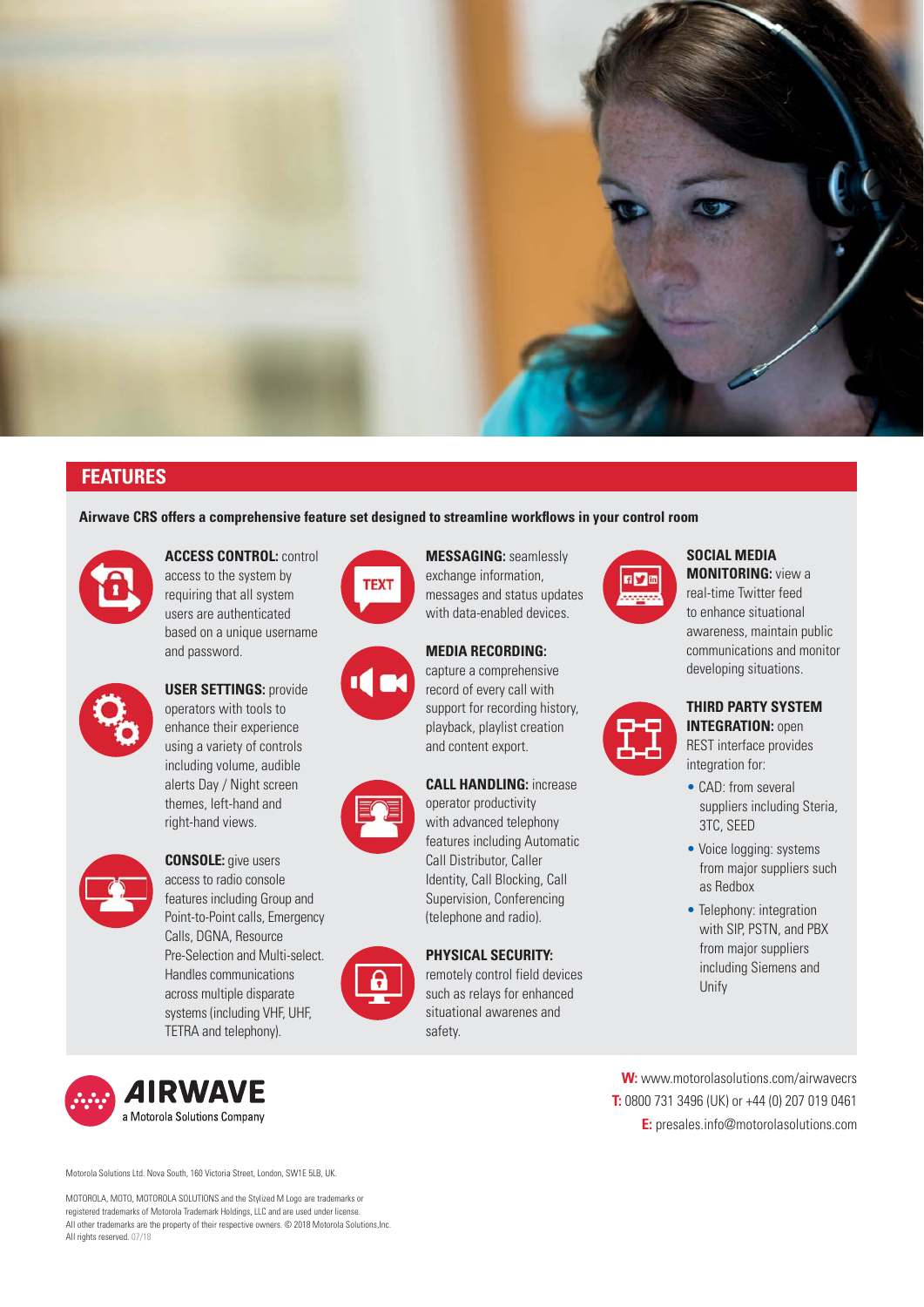## FEATURES

**Airwave CRS offers a comprehensive feature set designed to streamline workflows in your control room**

**ACCESS CONTROL:** control access to the system by requiring that all system users are authenticated based on a unique username and password.

**USER SETTINGS:** provide operators with tools to enhance their experience using a variety of controls including volume, audible alerts Day / Night screen themes, left-hand and right-hand views.

**CONSOLE:** give users access to radio console features including Group and Point-to-Point calls, Emergency Calls, DGNA, Resource Pre-Selection and Multi-select. Handles communications across multiple disparate systems (including VHF, UHF, TETRA and telephony).

**MESSAGING:** seamlessly exchange information, messages and status updates with data-enabled devices.

**MEDIA RECORDING:** capture a comprehensive record of every call with support for recording history, playback, playlist creation and content export.

**CALL HANDLING:** increase operator productivity with advanced telephony features including Automatic Call Distributor, Caller Identity, Call Blocking, Call Supervision, Conferencing (telephone and radio).

**PHYSICAL SECURITY:** remotely control field devices such as relays for enhanced situational awarenes and safety.

**SOCIAL MEDIA MONITORING:** view a real-time Twitter feed to enhance situational awareness, maintain public communications and monitor developing situations.

**THIRD PARTY SYSTEM INTEGRATION:** open REST interface provides integration for:

- CAD: from several suppliers including Steria, 3TC, SEED
- Voice logging: systems from major suppliers such as Redbox
- Telephony: integration with SIP, PSTN, and PBX from major suppliers including Siemens and Unify

**AIRWAVE**
a Motorola Solutions Company

**W:** www.motorolasolutions.com/airwavecrs
**T:** 0800 731 3496 (UK) or +44 (0) 207 019 0461
**E:** presales.info@motorolasolutions.com

Motorola Solutions Ltd. Nova South, 160 Victoria Street, London, SW1E 5LB, UK.

MOTOROLA, MOTO, MOTOROLA SOLUTIONS and the Stylized M Logo are trademarks or registered trademarks of Motorola Trademark Holdings, LLC and are used under license. All other trademarks are the property of their respective owners. © 2018 Motorola Solutions,Inc. All rights reserved. 07/18